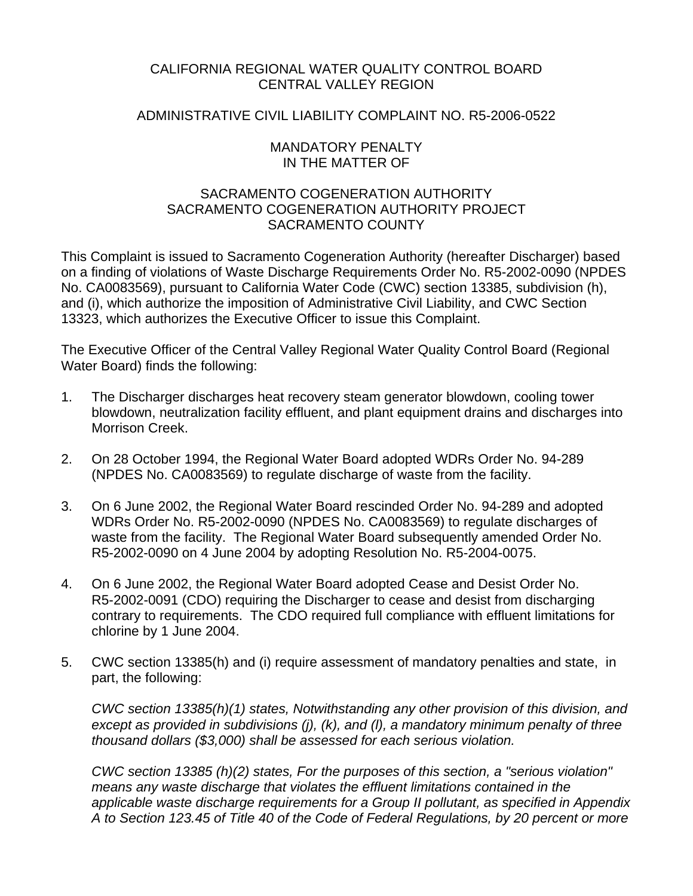CALIFORNIA REGIONAL WATER QUALITY CONTROL BOARD
CENTRAL VALLEY REGION

ADMINISTRATIVE CIVIL LIABILITY COMPLAINT NO. R5-2006-0522

MANDATORY PENALTY
IN THE MATTER OF

SACRAMENTO COGENERATION AUTHORITY
SACRAMENTO COGENERATION AUTHORITY PROJECT
SACRAMENTO COUNTY

This Complaint is issued to Sacramento Cogeneration Authority (hereafter Discharger) based on a finding of violations of Waste Discharge Requirements Order No. R5-2002-0090 (NPDES No. CA0083569), pursuant to California Water Code (CWC) section 13385, subdivision (h), and (i), which authorize the imposition of Administrative Civil Liability, and CWC Section 13323, which authorizes the Executive Officer to issue this Complaint.

The Executive Officer of the Central Valley Regional Water Quality Control Board (Regional Water Board) finds the following:

1. The Discharger discharges heat recovery steam generator blowdown, cooling tower blowdown, neutralization facility effluent, and plant equipment drains and discharges into Morrison Creek.

2. On 28 October 1994, the Regional Water Board adopted WDRs Order No. 94-289 (NPDES No. CA0083569) to regulate discharge of waste from the facility.

3. On 6 June 2002, the Regional Water Board rescinded Order No. 94-289 and adopted WDRs Order No. R5-2002-0090 (NPDES No. CA0083569) to regulate discharges of waste from the facility. The Regional Water Board subsequently amended Order No. R5-2002-0090 on 4 June 2004 by adopting Resolution No. R5-2004-0075.

4. On 6 June 2002, the Regional Water Board adopted Cease and Desist Order No. R5-2002-0091 (CDO) requiring the Discharger to cease and desist from discharging contrary to requirements. The CDO required full compliance with effluent limitations for chlorine by 1 June 2004.

5. CWC section 13385(h) and (i) require assessment of mandatory penalties and state, in part, the following:

   *CWC section 13385(h)(1) states, Notwithstanding any other provision of this division, and except as provided in subdivisions (j), (k), and (l), a mandatory minimum penalty of three thousand dollars ($3,000) shall be assessed for each serious violation.*

   *CWC section 13385 (h)(2) states, For the purposes of this section, a "serious violation" means any waste discharge that violates the effluent limitations contained in the applicable waste discharge requirements for a Group II pollutant, as specified in Appendix A to Section 123.45 of Title 40 of the Code of Federal Regulations, by 20 percent or more*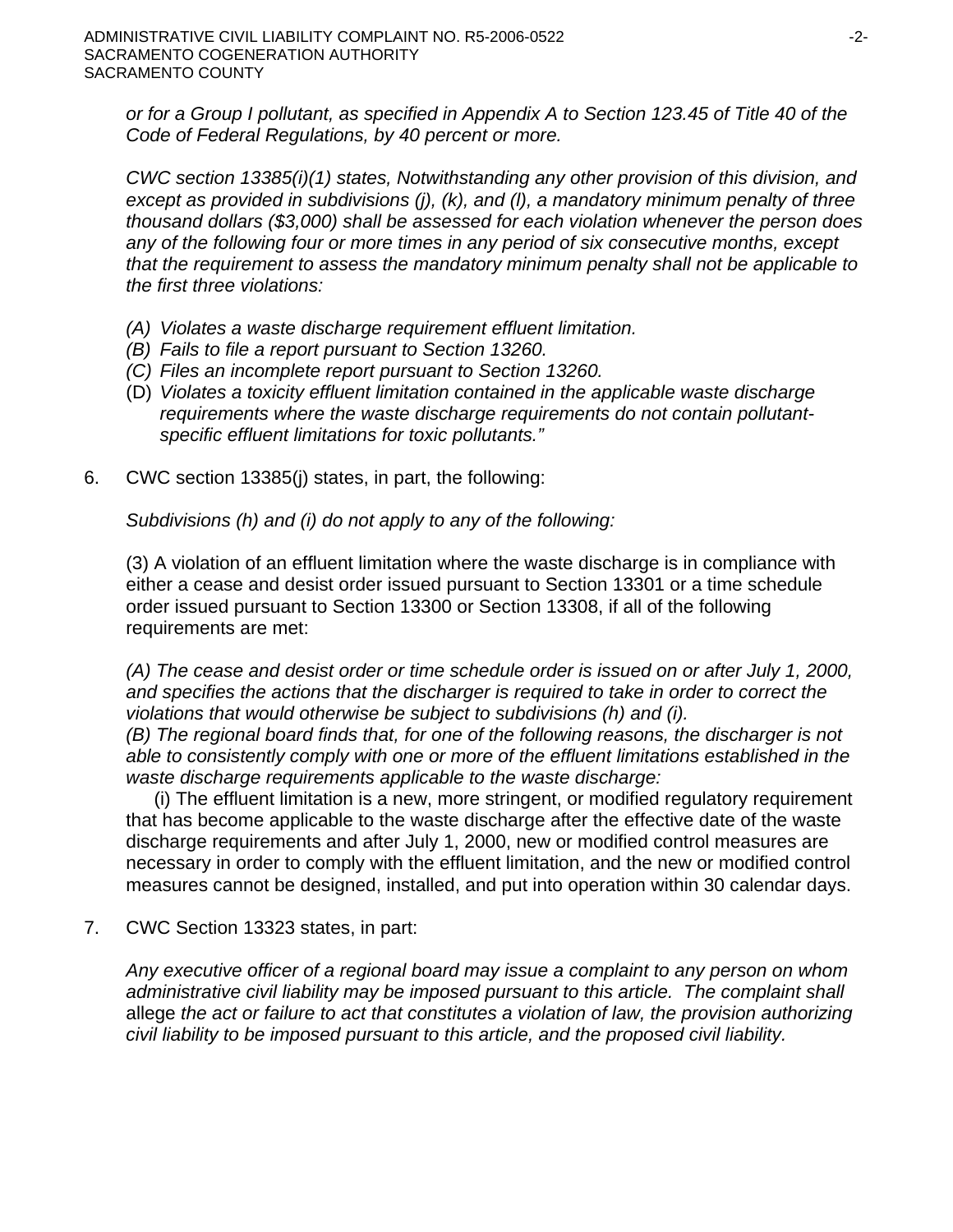*or for a Group I pollutant, as specified in Appendix A to Section 123.45 of Title 40 of the Code of Federal Regulations, by 40 percent or more.*

*CWC section 13385(i)(1) states, Notwithstanding any other provision of this division, and except as provided in subdivisions (j), (k), and (l), a mandatory minimum penalty of three thousand dollars ($3,000) shall be assessed for each violation whenever the person does any of the following four or more times in any period of six consecutive months, except that the requirement to assess the mandatory minimum penalty shall not be applicable to the first three violations:*

*(A) Violates a waste discharge requirement effluent limitation.*
*(B) Fails to file a report pursuant to Section 13260.*
*(C) Files an incomplete report pursuant to Section 13260.*
(D) *Violates a toxicity effluent limitation contained in the applicable waste discharge requirements where the waste discharge requirements do not contain pollutant-specific effluent limitations for toxic pollutants."*

6. CWC section 13385(j) states, in part, the following:

   *Subdivisions (h) and (i) do not apply to any of the following:*

   (3) A violation of an effluent limitation where the waste discharge is in compliance with either a cease and desist order issued pursuant to Section 13301 or a time schedule order issued pursuant to Section 13300 or Section 13308, if all of the following requirements are met:

   *(A) The cease and desist order or time schedule order is issued on or after July 1, 2000, and specifies the actions that the discharger is required to take in order to correct the violations that would otherwise be subject to subdivisions (h) and (i).*
   *(B) The regional board finds that, for one of the following reasons, the discharger is not able to consistently comply with one or more of the effluent limitations established in the waste discharge requirements applicable to the waste discharge:*
   (i) The effluent limitation is a new, more stringent, or modified regulatory requirement that has become applicable to the waste discharge after the effective date of the waste discharge requirements and after July 1, 2000, new or modified control measures are necessary in order to comply with the effluent limitation, and the new or modified control measures cannot be designed, installed, and put into operation within 30 calendar days.

7. CWC Section 13323 states, in part:

   *Any executive officer of a regional board may issue a complaint to any person on whom administrative civil liability may be imposed pursuant to this article. The complaint shall* allege *the act or failure to act that constitutes a violation of law, the provision authorizing civil liability to be imposed pursuant to this article, and the proposed civil liability.*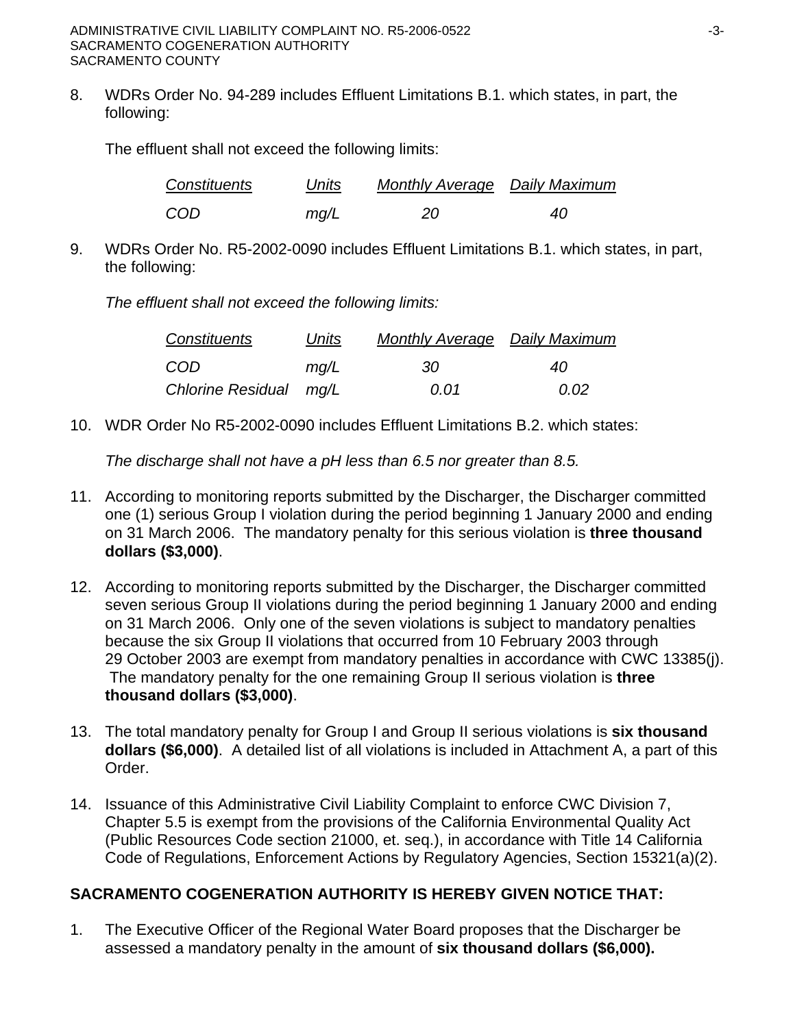8. WDRs Order No. 94-289 includes Effluent Limitations B.1. which states, in part, the following:

   The effluent shall not exceed the following limits:

| *Constituents* | *Units* | *Monthly Average* | *Daily Maximum* |
|---|---|---|---|
| *COD* | *mg/L* | *20* | *40* |

9. WDRs Order No. R5-2002-0090 includes Effluent Limitations B.1. which states, in part, the following:

   *The effluent shall not exceed the following limits:*

| *Constituents* | *Units* | *Monthly Average* | *Daily Maximum* |
|---|---|---|---|
| *COD* | *mg/L* | *30* | *40* |
| *Chlorine Residual* | *mg/L* | *0.01* | *0.02* |

10. WDR Order No R5-2002-0090 includes Effluent Limitations B.2. which states:

    *The discharge shall not have a pH less than 6.5 nor greater than 8.5.*

11. According to monitoring reports submitted by the Discharger, the Discharger committed one (1) serious Group I violation during the period beginning 1 January 2000 and ending on 31 March 2006. The mandatory penalty for this serious violation is **three thousand dollars ($3,000)**.

12. According to monitoring reports submitted by the Discharger, the Discharger committed seven serious Group II violations during the period beginning 1 January 2000 and ending on 31 March 2006. Only one of the seven violations is subject to mandatory penalties because the six Group II violations that occurred from 10 February 2003 through 29 October 2003 are exempt from mandatory penalties in accordance with CWC 13385(j). The mandatory penalty for the one remaining Group II serious violation is **three thousand dollars ($3,000)**.

13. The total mandatory penalty for Group I and Group II serious violations is **six thousand dollars ($6,000)**. A detailed list of all violations is included in Attachment A, a part of this Order.

14. Issuance of this Administrative Civil Liability Complaint to enforce CWC Division 7, Chapter 5.5 is exempt from the provisions of the California Environmental Quality Act (Public Resources Code section 21000, et. seq.), in accordance with Title 14 California Code of Regulations, Enforcement Actions by Regulatory Agencies, Section 15321(a)(2).

**SACRAMENTO COGENERATION AUTHORITY IS HEREBY GIVEN NOTICE THAT:**

1. The Executive Officer of the Regional Water Board proposes that the Discharger be assessed a mandatory penalty in the amount of **six thousand dollars ($6,000).**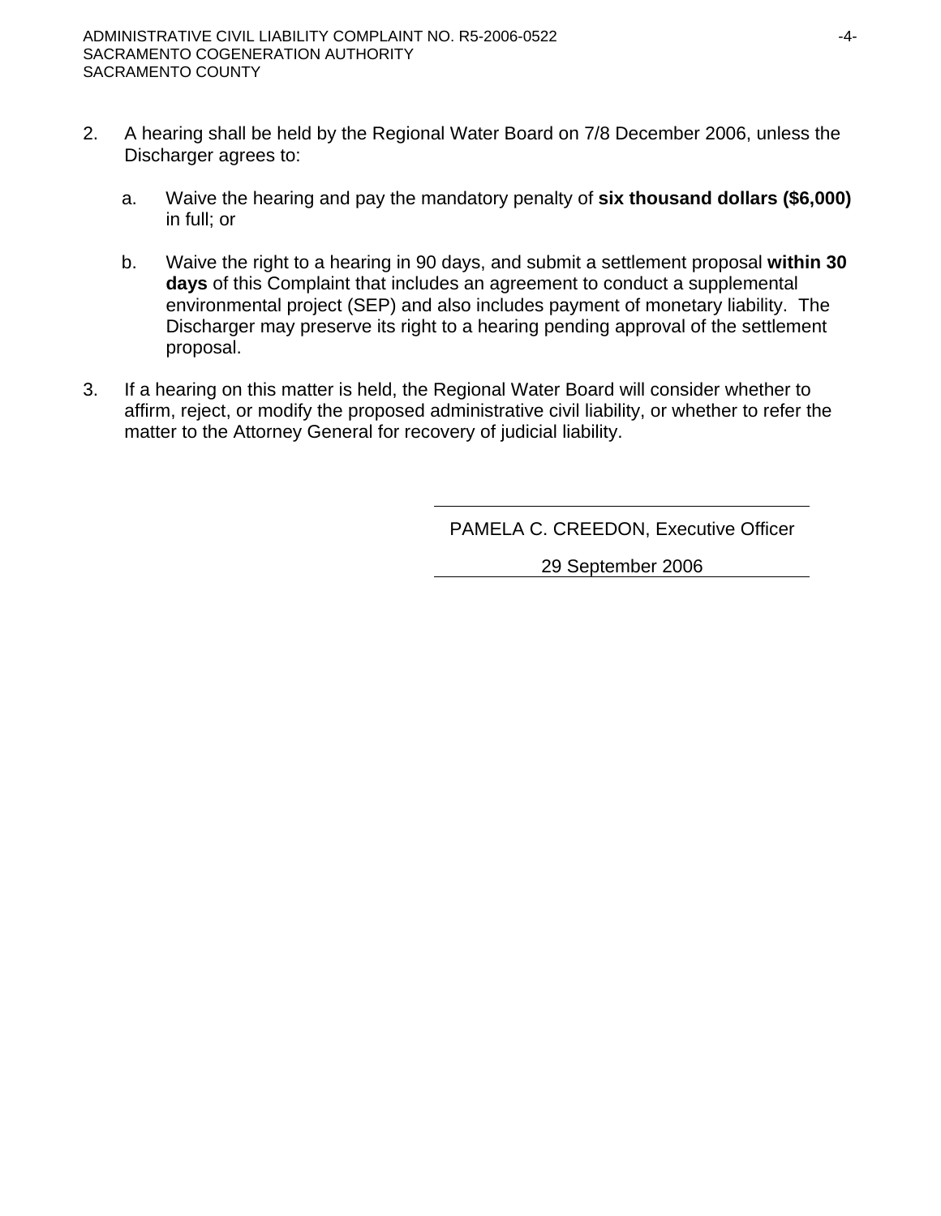2. A hearing shall be held by the Regional Water Board on 7/8 December 2006, unless the Discharger agrees to:

   a. Waive the hearing and pay the mandatory penalty of **six thousand dollars ($6,000)** in full; or

   b. Waive the right to a hearing in 90 days, and submit a settlement proposal **within 30 days** of this Complaint that includes an agreement to conduct a supplemental environmental project (SEP) and also includes payment of monetary liability. The Discharger may preserve its right to a hearing pending approval of the settlement proposal.

3. If a hearing on this matter is held, the Regional Water Board will consider whether to affirm, reject, or modify the proposed administrative civil liability, or whether to refer the matter to the Attorney General for recovery of judicial liability.

PAMELA C. CREEDON, Executive Officer

29 September 2006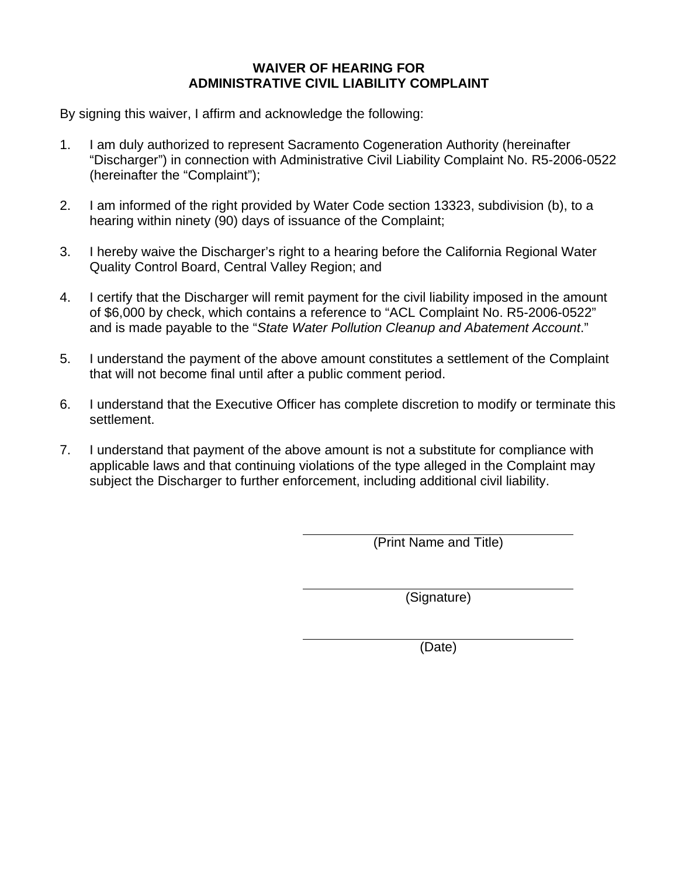**WAIVER OF HEARING FOR**
**ADMINISTRATIVE CIVIL LIABILITY COMPLAINT**

By signing this waiver, I affirm and acknowledge the following:

1. I am duly authorized to represent Sacramento Cogeneration Authority (hereinafter "Discharger") in connection with Administrative Civil Liability Complaint No. R5-2006-0522 (hereinafter the "Complaint");

2. I am informed of the right provided by Water Code section 13323, subdivision (b), to a hearing within ninety (90) days of issuance of the Complaint;

3. I hereby waive the Discharger's right to a hearing before the California Regional Water Quality Control Board, Central Valley Region; and

4. I certify that the Discharger will remit payment for the civil liability imposed in the amount of $6,000 by check, which contains a reference to "ACL Complaint No. R5-2006-0522" and is made payable to the "*State Water Pollution Cleanup and Abatement Account*."

5. I understand the payment of the above amount constitutes a settlement of the Complaint that will not become final until after a public comment period.

6. I understand that the Executive Officer has complete discretion to modify or terminate this settlement.

7. I understand that payment of the above amount is not a substitute for compliance with applicable laws and that continuing violations of the type alleged in the Complaint may subject the Discharger to further enforcement, including additional civil liability.

\_\_\_\_\_\_\_\_\_\_\_\_\_\_\_\_\_\_\_\_\_\_\_\_\_\_\_\_\_\_\_\_\_\_\_\_\_\_\_\_
(Print Name and Title)

\_\_\_\_\_\_\_\_\_\_\_\_\_\_\_\_\_\_\_\_\_\_\_\_\_\_\_\_\_\_\_\_\_\_\_\_\_\_\_\_
(Signature)

\_\_\_\_\_\_\_\_\_\_\_\_\_\_\_\_\_\_\_\_\_\_\_\_\_\_\_\_\_\_\_\_\_\_\_\_\_\_\_\_
(Date)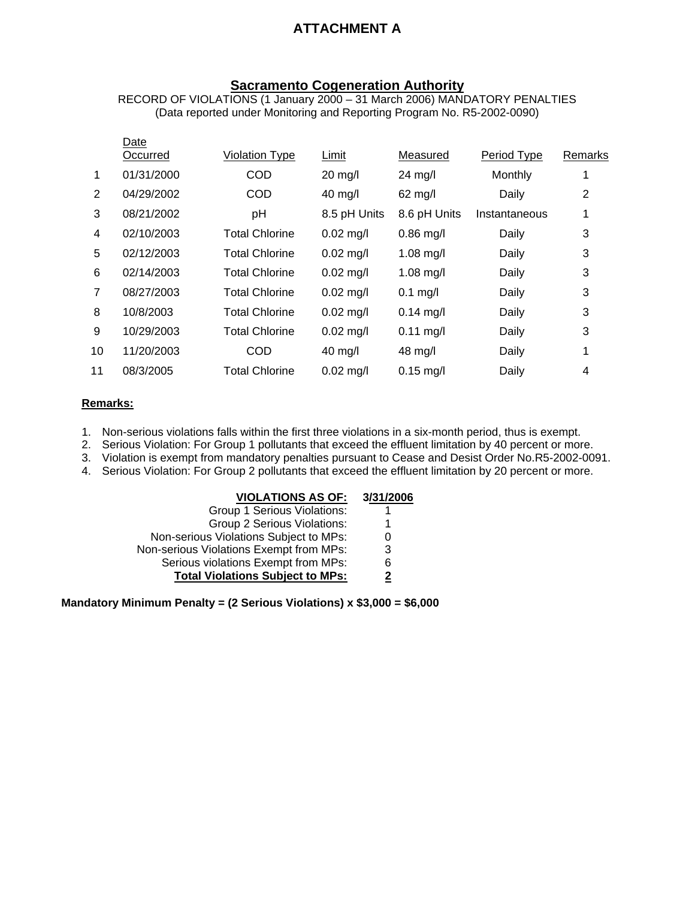# ATTACHMENT A

## Sacramento Cogeneration Authority

RECORD OF VIOLATIONS (1 January 2000 – 31 March 2006) MANDATORY PENALTIES
(Data reported under Monitoring and Reporting Program No. R5-2002-0090)

| | Date Occurred | Violation Type | Limit | Measured | Period Type | Remarks |
|---|---|---|---|---|---|---|
| 1 | 01/31/2000 | COD | 20 mg/l | 24 mg/l | Monthly | 1 |
| 2 | 04/29/2002 | COD | 40 mg/l | 62 mg/l | Daily | 2 |
| 3 | 08/21/2002 | pH | 8.5 pH Units | 8.6 pH Units | Instantaneous | 1 |
| 4 | 02/10/2003 | Total Chlorine | 0.02 mg/l | 0.86 mg/l | Daily | 3 |
| 5 | 02/12/2003 | Total Chlorine | 0.02 mg/l | 1.08 mg/l | Daily | 3 |
| 6 | 02/14/2003 | Total Chlorine | 0.02 mg/l | 1.08 mg/l | Daily | 3 |
| 7 | 08/27/2003 | Total Chlorine | 0.02 mg/l | 0.1 mg/l | Daily | 3 |
| 8 | 10/8/2003 | Total Chlorine | 0.02 mg/l | 0.14 mg/l | Daily | 3 |
| 9 | 10/29/2003 | Total Chlorine | 0.02 mg/l | 0.11 mg/l | Daily | 3 |
| 10 | 11/20/2003 | COD | 40 mg/l | 48 mg/l | Daily | 1 |
| 11 | 08/3/2005 | Total Chlorine | 0.02 mg/l | 0.15 mg/l | Daily | 4 |

**Remarks:**

1. Non-serious violations falls within the first three violations in a six-month period, thus is exempt.
2. Serious Violation: For Group 1 pollutants that exceed the effluent limitation by 40 percent or more.
3. Violation is exempt from mandatory penalties pursuant to Cease and Desist Order No.R5-2002-0091.
4. Serious Violation: For Group 2 pollutants that exceed the effluent limitation by 20 percent or more.

| **VIOLATIONS AS OF:** | **3/31/2006** |
|---|---|
| Group 1 Serious Violations: | 1 |
| Group 2 Serious Violations: | 1 |
| Non-serious Violations Subject to MPs: | 0 |
| Non-serious Violations Exempt from MPs: | 3 |
| Serious violations Exempt from MPs: | 6 |
| **Total Violations Subject to MPs:** | **2** |

**Mandatory Minimum Penalty = (2 Serious Violations) x $3,000 = $6,000**